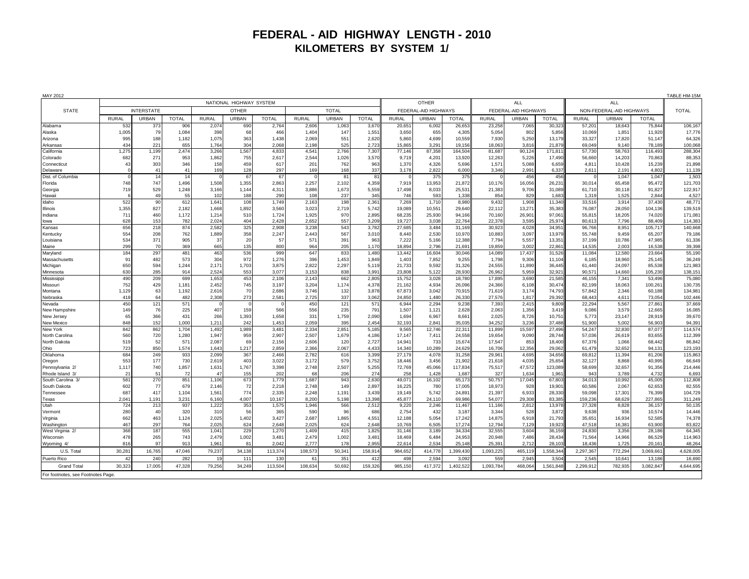# FEDERAL - AID HIGHWAY LENGTH - 2010

## KILOMETERS BY SYSTEM 1/

MAY 2012

TABLE HM-15M

| STATE | NATIONAL HIGHWAY SYSTEM | | | | | | | | | OTHER FEDERAL-AID HIGHWAYS | | | ALL FEDERAL-AID HIGHWAYS | | | ALL NON-FEDERAL-AID HIGHWAYS | | | TOTAL |
|---|---|---|---|---|---|---|---|---|---|---|---|---|---|---|---|---|---|---|---|
| | INTERSTATE | | | OTHER | | | TOTAL | | | | | | | | | | | | |
| | RURAL | URBAN | TOTAL | RURAL | URBAN | TOTAL | RURAL | URBAN | TOTAL | RURAL | URBAN | TOTAL | RURAL | URBAN | TOTAL | RURAL | URBAN | TOTAL | |
| Alabama | 532 | 373 | 906 | 2,074 | 690 | 2,764 | 2,606 | 1,063 | 3,670 | 20,651 | 6,002 | 26,653 | 23,258 | 7,065 | 30,323 | 57,201 | 18,643 | 75,844 | 106,167 |
| Alaska | 1,005 | 79 | 1,084 | 398 | 68 | 466 | 1,404 | 147 | 1,551 | 3,650 | 655 | 4,305 | 5,054 | 802 | 5,856 | 10,069 | 1,851 | 11,920 | 17,776 |
| Arizona | 995 | 188 | 1,182 | 1,075 | 363 | 1,438 | 2,069 | 551 | 2,620 | 5,860 | 4,699 | 10,559 | 7,930 | 5,250 | 13,179 | 33,327 | 17,820 | 51,147 | 64,326 |
| Arkansas | 434 | 221 | 655 | 1,764 | 304 | 2,068 | 2,198 | 525 | 2,723 | 15,865 | 3,291 | 19,156 | 18,063 | 3,816 | 21,879 | 69,049 | 9,140 | 78,189 | 100,068 |
| California | 1,275 | 1,199 | 2,474 | 3,266 | 1,567 | 4,833 | 4,541 | 2,766 | 7,307 | 77,146 | 87,358 | 164,504 | 81,687 | 90,124 | 171,811 | 57,730 | 58,763 | 116,493 | 288,304 |
| Colorado | 682 | 271 | 953 | 1,862 | 755 | 2,617 | 2,544 | 1,026 | 3,570 | 9,719 | 4,201 | 13,920 | 12,263 | 5,226 | 17,490 | 56,660 | 14,203 | 70,863 | 88,353 |
| Connecticut | 43 | 303 | 346 | 158 | 459 | 617 | 201 | 762 | 963 | 1,370 | 4,326 | 5,696 | 1,571 | 5,088 | 6,659 | 4,811 | 10,428 | 15,239 | 21,898 |
| Delaware | 0 | 41 | 41 | 169 | 128 | 297 | 169 | 168 | 337 | 3,178 | 2,822 | 6,000 | 3,346 | 2,991 | 6,337 | 2,611 | 2,191 | 4,802 | 11,139 |
| Dist. of Columbia | 0 | 14 | 14 | 0 | 67 | 67 | 0 | 81 | 81 | 0 | 375 | 375 | 0 | 456 | 456 | 0 | 1,047 | 1,047 | 1,503 |
| Florida | 748 | 747 | 1,496 | 1,508 | 1,355 | 2,863 | 2,257 | 2,102 | 4,359 | 7,919 | 13,953 | 21,872 | 10,176 | 16,056 | 26,231 | 30,014 | 65,458 | 95,472 | 121,703 |
| Georgia | 719 | 529 | 1,248 | 3,166 | 1,144 | 4,311 | 3,886 | 1,673 | 5,559 | 17,498 | 8,033 | 25,531 | 21,383 | 9,706 | 31,089 | 61,710 | 30,118 | 91,827 | 122,917 |
| Hawaii | 6 | 49 | 55 | 102 | 188 | 290 | 108 | 237 | 345 | 746 | 593 | 1,338 | 854 | 829 | 1,683 | 1,319 | 1,525 | 2,844 | 4,527 |
| Idaho | 522 | 90 | 612 | 1,641 | 108 | 1,749 | 2,163 | 198 | 2,361 | 7,269 | 1,710 | 8,980 | 9,432 | 1,908 | 11,340 | 33,516 | 3,914 | 37,430 | 48,771 |
| Illinois | 1,355 | 827 | 2,182 | 1,668 | 1,892 | 3,560 | 3,023 | 2,719 | 5,742 | 19,089 | 10,551 | 29,640 | 22,112 | 13,271 | 35,383 | 76,087 | 28,050 | 104,136 | 139,519 |
| Indiana | 711 | 460 | 1,172 | 1,214 | 510 | 1,724 | 1,925 | 970 | 2,895 | 68,235 | 25,930 | 94,166 | 70,160 | 26,901 | 97,061 | 55,815 | 18,205 | 74,020 | 171,081 |
| Iowa | 628 | 153 | 782 | 2,024 | 404 | 2,428 | 2,652 | 557 | 3,209 | 19,727 | 3,038 | 22,764 | 22,378 | 3,595 | 25,974 | 80,613 | 7,796 | 88,409 | 114,383 |
| Kansas | 656 | 218 | 874 | 2,582 | 325 | 2,908 | 3,238 | 543 | 3,782 | 27,685 | 3,484 | 31,169 | 30,923 | 4,028 | 34,951 | 96,766 | 8,951 | 105,717 | 140,668 |
| Kentucky | 554 | 208 | 762 | 1,889 | 358 | 2,247 | 2,443 | 567 | 3,010 | 8,440 | 2,530 | 10,970 | 10,883 | 3,097 | 13,979 | 55,748 | 9,459 | 65,207 | 79,186 |
| Louisiana | 534 | 371 | 905 | 37 | 20 | 57 | 571 | 391 | 963 | 7,222 | 5,166 | 12,388 | 7,794 | 5,557 | 13,351 | 37,199 | 10,786 | 47,985 | 61,336 |
| Maine | 299 | 70 | 369 | 665 | 135 | 800 | 964 | 205 | 1,170 | 18,894 | 2,796 | 21,691 | 19,859 | 3,002 | 22,861 | 14,535 | 2,003 | 16,538 | 39,398 |
| Maryland | 184 | 297 | 481 | 463 | 536 | 999 | 647 | 833 | 1,480 | 13,442 | 16,604 | 30,046 | 14,089 | 17,437 | 31,526 | 11,084 | 12,580 | 23,664 | 55,190 |
| Massachusetts | 91 | 482 | 573 | 304 | 972 | 1,276 | 396 | 1,453 | 1,849 | 1,403 | 7,852 | 9,255 | 1,798 | 9,306 | 11,104 | 6,185 | 18,960 | 25,145 | 36,249 |
| Michigan | 650 | 594 | 1,244 | 2,171 | 1,703 | 3,875 | 2,822 | 2,297 | 5,119 | 21,733 | 9,592 | 31,326 | 24,555 | 11,890 | 36,445 | 61,440 | 24,097 | 85,538 | 121,983 |
| Minnesota | 630 | 285 | 914 | 2,524 | 553 | 3,077 | 3,153 | 838 | 3,991 | 23,808 | 5,122 | 28,930 | 26,962 | 5,959 | 32,921 | 90,571 | 14,660 | 105,230 | 138,151 |
| Mississippi | 490 | 209 | 699 | 1,653 | 453 | 2,106 | 2,143 | 662 | 2,805 | 15,752 | 3,028 | 18,780 | 17,895 | 3,690 | 21,585 | 46,155 | 7,341 | 53,496 | 75,080 |
| Missouri | 752 | 429 | 1,181 | 2,452 | 745 | 3,197 | 3,204 | 1,174 | 4,378 | 21,162 | 4,934 | 26,096 | 24,366 | 6,108 | 30,474 | 82,199 | 18,063 | 100,261 | 130,735 |
| Montana | 1,129 | 63 | 1,192 | 2,616 | 70 | 2,686 | 3,746 | 132 | 3,878 | 67,873 | 3,042 | 70,915 | 71,619 | 3,174 | 74,793 | 57,842 | 2,346 | 60,188 | 134,981 |
| Nebraska | 418 | 64 | 482 | 2,308 | 273 | 2,581 | 2,725 | 337 | 3,062 | 24,850 | 1,480 | 26,330 | 27,576 | 1,817 | 29,392 | 68,443 | 4,611 | 73,054 | 102,446 |
| Nevada | 450 | 121 | 571 | 0 | 0 | 0 | 450 | 121 | 571 | 6,944 | 2,294 | 9,238 | 7,393 | 2,415 | 9,809 | 22,294 | 5,567 | 27,861 | 37,669 |
| New Hampshire | 149 | 76 | 225 | 407 | 159 | 566 | 556 | 235 | 791 | 1,507 | 1,121 | 2,628 | 2,063 | 1,356 | 3,419 | 9,086 | 3,579 | 12,665 | 16,085 |
| New Jersey | 65 | 366 | 431 | 266 | 1,393 | 1,658 | 331 | 1,759 | 2,090 | 1,694 | 6,967 | 8,661 | 2,025 | 8,726 | 10,751 | 5,773 | 23,147 | 28,919 | 39,670 |
| New Mexico | 848 | 152 | 1,000 | 1,211 | 242 | 1,453 | 2,059 | 395 | 2,454 | 32,193 | 2,841 | 35,035 | 34,252 | 3,236 | 37,488 | 51,900 | 5,002 | 56,903 | 94,391 |
| New York | 842 | 862 | 1,704 | 1,492 | 1,989 | 3,481 | 2,334 | 2,851 | 5,185 | 9,565 | 12,746 | 22,311 | 11,899 | 15,597 | 27,496 | 54,247 | 32,830 | 87,077 | 114,574 |
| North Carolina | 560 | 720 | 1,280 | 1,947 | 959 | 2,907 | 2,507 | 1,679 | 4,186 | 17,147 | 7,411 | 24,558 | 19,654 | 9,090 | 28,744 | 57,036 | 26,619 | 83,655 | 112,399 |
| North Dakota | 519 | 52 | 571 | 2,087 | 69 | 2,156 | 2,606 | 120 | 2,727 | 14,941 | 733 | 15,674 | 17,547 | 853 | 18,400 | 67,376 | 1,066 | 68,442 | 86,842 |
| Ohio | 723 | 850 | 1,574 | 1,643 | 1,217 | 2,859 | 2,366 | 2,067 | 4,433 | 14,340 | 10,289 | 24,629 | 16,706 | 12,356 | 29,062 | 61,479 | 32,652 | 94,131 | 123,193 |
| Oklahoma | 684 | 249 | 933 | 2,099 | 367 | 2,466 | 2,782 | 616 | 3,399 | 27,179 | 4,078 | 31,258 | 29,961 | 4,695 | 34,656 | 69,812 | 11,394 | 81,206 | 115,863 |
| Oregon | 553 | 177 | 730 | 2,619 | 403 | 3,022 | 3,172 | 579 | 3,752 | 18,446 | 3,456 | 21,902 | 21,618 | 4,035 | 25,654 | 32,127 | 8,868 | 40,995 | 66,649 |
| Pennsylvania 2/ | 1,117 | 740 | 1,857 | 1,631 | 1,767 | 3,398 | 2,748 | 2,507 | 5,255 | 72,769 | 45,066 | 117,834 | 75,517 | 47,572 | 123,089 | 58,699 | 32,657 | 91,356 | 214,446 |
| Rhode Island 3/ | 21 | 51 | 72 | 47 | 155 | 202 | 68 | 206 | 274 | 258 | 1,428 | 1,687 | 327 | 1,634 | 1,961 | 943 | 3,789 | 4,732 | 6,693 |
| South Carolina 3/ | 581 | 270 | 851 | 1,106 | 673 | 1,779 | 1,687 | 943 | 2,630 | 49,071 | 16,102 | 65,173 | 50,757 | 17,045 | 67,803 | 34,013 | 10,992 | 45,005 | 112,808 |
| South Dakota | 602 | 77 | 679 | 2,146 | 72 | 2,218 | 2,748 | 149 | 2,897 | 16,225 | 780 | 17,005 | 18,973 | 928 | 19,901 | 60,586 | 2,067 | 62,653 | 82,555 |
| Tennessee | 687 | 417 | 1,104 | 1,561 | 774 | 2,335 | 2,248 | 1,191 | 3,439 | 19,149 | 5,742 | 24,891 | 21,397 | 6,933 | 28,330 | 59,098 | 17,301 | 76,399 | 104,729 |
| Texas | 2,041 | 1,191 | 3,231 | 6,160 | 4,007 | 10,167 | 8,200 | 5,198 | 13,398 | 45,877 | 24,110 | 69,986 | 54,077 | 29,308 | 83,385 | 159,236 | 68,629 | 227,865 | 311,249 |
| Utah | 724 | 213 | 937 | 1,222 | 353 | 1,575 | 1,946 | 566 | 2,512 | 9,220 | 2,246 | 11,467 | 11,166 | 2,812 | 13,978 | 27,328 | 8,828 | 36,157 | 50,135 |
| Vermont | 280 | 40 | 320 | 310 | 56 | 365 | 590 | 96 | 686 | 2,754 | 432 | 3,187 | 3,344 | 528 | 3,872 | 9,638 | 936 | 10,574 | 14,446 |
| Virginia | 662 | 463 | 1,124 | 2,025 | 1,402 | 3,427 | 2,687 | 1,865 | 4,551 | 12,188 | 5,054 | 17,242 | 14,875 | 6,918 | 21,793 | 35,651 | 16,934 | 52,585 | 74,378 |
| Washington | 467 | 297 | 764 | 2,025 | 624 | 2,648 | 2,025 | 624 | 2,648 | 10,769 | 6,505 | 17,274 | 12,794 | 7,129 | 19,923 | 47,518 | 16,381 | 63,900 | 83,822 |
| West Virginia 2/ | 368 | 187 | 555 | 1,041 | 229 | 1,270 | 1,409 | 415 | 1,825 | 31,146 | 3,189 | 34,334 | 32,555 | 3,604 | 36,159 | 24,830 | 3,356 | 28,186 | 64,345 |
| Wisconsin | 478 | 265 | 743 | 2,479 | 1,002 | 3,481 | 2,479 | 1,002 | 3,481 | 18,469 | 6,484 | 24,953 | 20,948 | 7,486 | 28,434 | 71,564 | 14,966 | 86,529 | 114,963 |
| Wyoming 4/ | 816 | 97 | 913 | 1,961 | 81 | 2,042 | 2,777 | 178 | 2,955 | 22,614 | 2,534 | 25,148 | 25,391 | 2,712 | 28,103 | 18,436 | 1,725 | 20,161 | 48,264 |
| U.S. Total | 30,281 | 16,765 | 47,046 | 79,237 | 34,138 | 113,374 | 108,573 | 50,341 | 158,914 | 984,652 | 414,778 | 1,399,430 | 1,093,225 | 465,119 | 1,558,344 | 2,297,367 | 772,294 | 3,069,661 | 4,628,005 |
| Puerto Rico | 42 | 240 | 282 | 19 | 111 | 130 | 61 | 351 | 412 | 498 | 2,594 | 3,092 | 559 | 2,945 | 3,504 | 2,545 | 10,641 | 13,186 | 16,690 |
| Grand Total | 30,323 | 17,005 | 47,328 | 79,256 | 34,249 | 113,504 | 108,634 | 50,692 | 159,326 | 985,150 | 417,372 | 1,402,522 | 1,093,784 | 468,064 | 1,561,848 | 2,299,912 | 782,935 | 3,082,847 | 4,644,695 |

For footnotes, see Footnotes Page.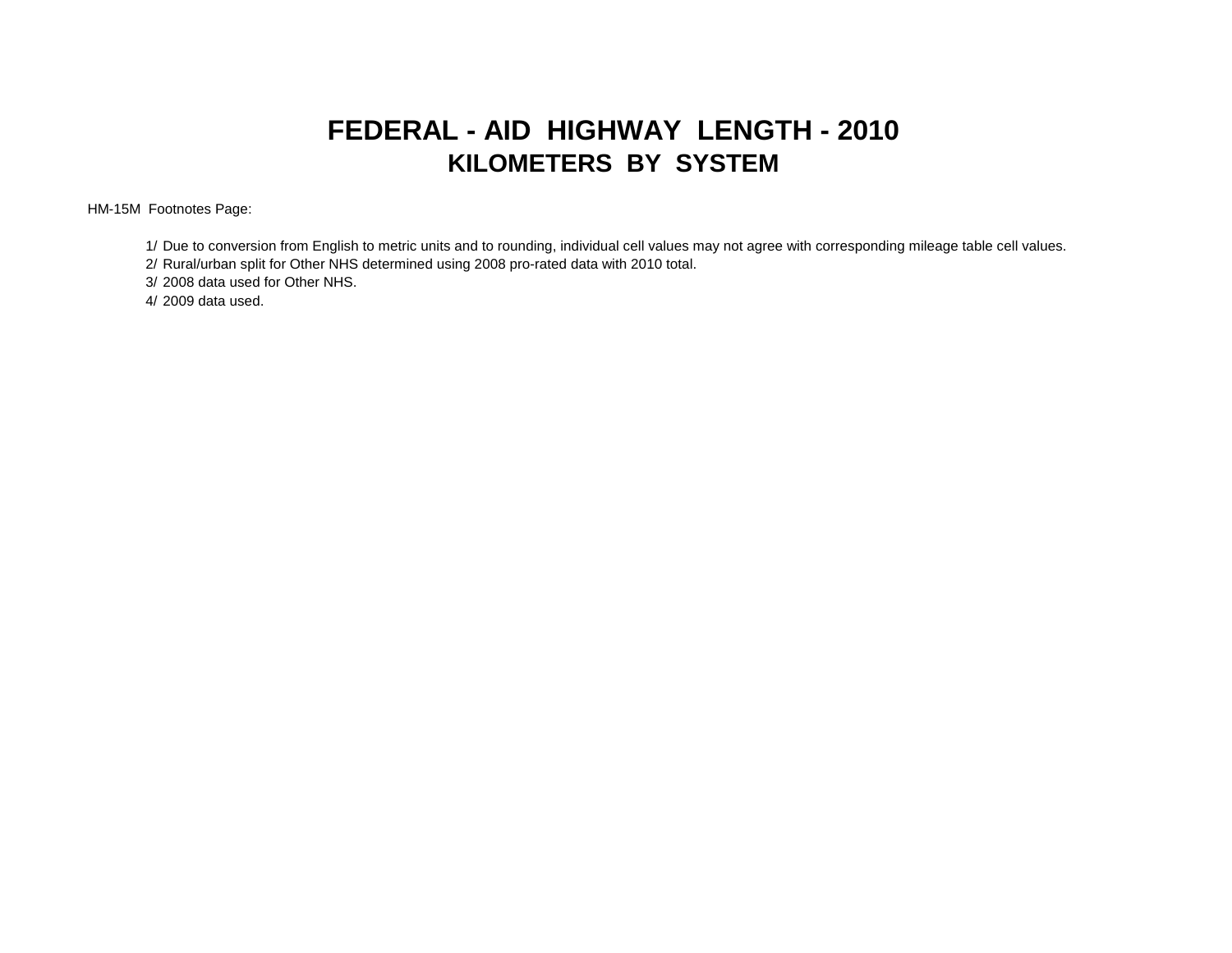# FEDERAL - AID HIGHWAY LENGTH - 2010

## KILOMETERS BY SYSTEM

HM-15M Footnotes Page:

1/ Due to conversion from English to metric units and to rounding, individual cell values may not agree with corresponding mileage table cell values.
2/ Rural/urban split for Other NHS determined using 2008 pro-rated data with 2010 total.
3/ 2008 data used for Other NHS.
4/ 2009 data used.